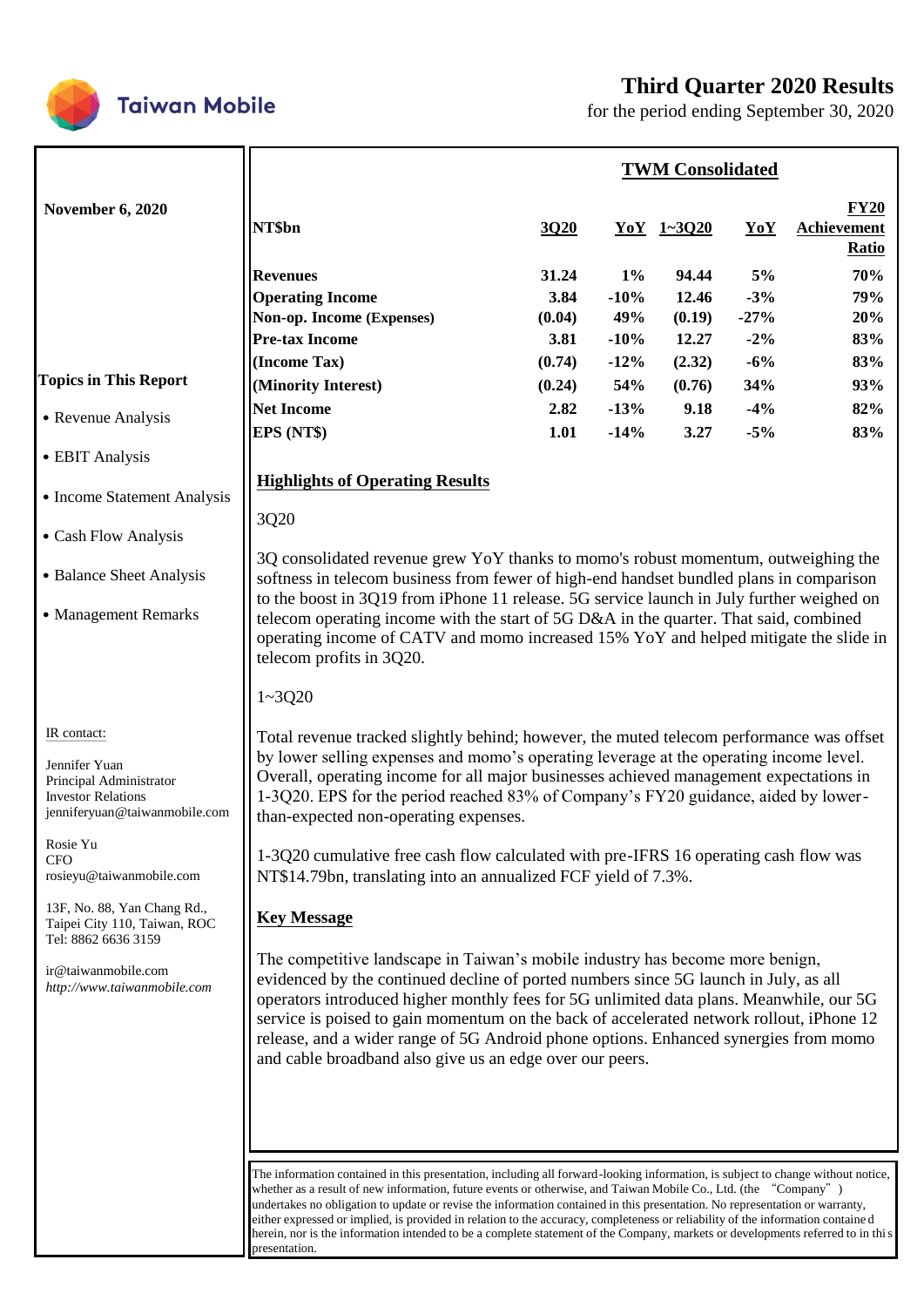# Third Quarter 2020 Results

for the period ending September 30, 2020

**November 6, 2020**

**Topics in This Report**

- Revenue Analysis
- EBIT Analysis
- Income Statement Analysis
- Cash Flow Analysis
- Balance Sheet Analysis
- Management Remarks

IR contact:

Jennifer Yuan
Principal Administrator
Investor Relations
jenniferyuan@taiwanmobile.com

Rosie Yu
CFO
rosieyu@taiwanmobile.com

13F, No. 88, Yan Chang Rd.,
Taipei City 110, Taiwan, ROC
Tel: 8862 6636 3159

ir@taiwanmobile.com
*http://www.taiwanmobile.com*

## TWM Consolidated

| NT$bn | 3Q20 | YoY | 1~3Q20 | YoY | FY20 Achievement Ratio |
|---|---|---|---|---|---|
| **Revenues** | 31.24 | 1% | 94.44 | 5% | 70% |
| **Operating Income** | 3.84 | -10% | 12.46 | -3% | 79% |
| **Non-op. Income (Expenses)** | (0.04) | 49% | (0.19) | -27% | 20% |
| **Pre-tax Income** | 3.81 | -10% | 12.27 | -2% | 83% |
| **(Income Tax)** | (0.74) | -12% | (2.32) | -6% | 83% |
| **(Minority Interest)** | (0.24) | 54% | (0.76) | 34% | 93% |
| **Net Income** | 2.82 | -13% | 9.18 | -4% | 82% |
| **EPS (NT$)** | 1.01 | -14% | 3.27 | -5% | 83% |

## Highlights of Operating Results

3Q20

3Q consolidated revenue grew YoY thanks to momo's robust momentum, outweighing the softness in telecom business from fewer of high-end handset bundled plans in comparison to the boost in 3Q19 from iPhone 11 release. 5G service launch in July further weighed on telecom operating income with the start of 5G D&A in the quarter. That said, combined operating income of CATV and momo increased 15% YoY and helped mitigate the slide in telecom profits in 3Q20.

1~3Q20

Total revenue tracked slightly behind; however, the muted telecom performance was offset by lower selling expenses and momo's operating leverage at the operating income level. Overall, operating income for all major businesses achieved management expectations in 1-3Q20. EPS for the period reached 83% of Company's FY20 guidance, aided by lower-than-expected non-operating expenses.

1-3Q20 cumulative free cash flow calculated with pre-IFRS 16 operating cash flow was NT$14.79bn, translating into an annualized FCF yield of 7.3%.

## Key Message

The competitive landscape in Taiwan's mobile industry has become more benign, evidenced by the continued decline of ported numbers since 5G launch in July, as all operators introduced higher monthly fees for 5G unlimited data plans. Meanwhile, our 5G service is poised to gain momentum on the back of accelerated network rollout, iPhone 12 release, and a wider range of 5G Android phone options. Enhanced synergies from momo and cable broadband also give us an edge over our peers.

The information contained in this presentation, including all forward-looking information, is subject to change without notice, whether as a result of new information, future events or otherwise, and Taiwan Mobile Co., Ltd. (the "Company") undertakes no obligation to update or revise the information contained in this presentation. No representation or warranty, either expressed or implied, is provided in relation to the accuracy, completeness or reliability of the information contained herein, nor is the information intended to be a complete statement of the Company, markets or developments referred to in this presentation.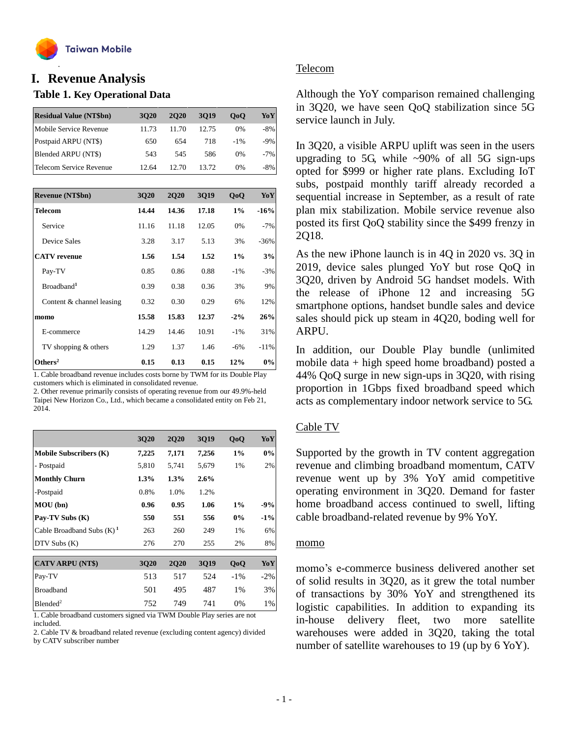# I. Revenue Analysis

## Table 1. Key Operational Data

| Residual Value (NT$bn) | 3Q20 | 2Q20 | 3Q19 | QoQ | YoY |
|---|---|---|---|---|---|
| Mobile Service Revenue | 11.73 | 11.70 | 12.75 | 0% | -8% |
| Postpaid ARPU (NT$) | 650 | 654 | 718 | -1% | -9% |
| Blended ARPU (NT$) | 543 | 545 | 586 | 0% | -7% |
| Telecom Service Revenue | 12.64 | 12.70 | 13.72 | 0% | -8% |

| Revenue (NT$bn) | 3Q20 | 2Q20 | 3Q19 | QoQ | YoY |
|---|---|---|---|---|---|
| **Telecom** | **14.44** | **14.36** | **17.18** | **1%** | **-16%** |
| Service | 11.16 | 11.18 | 12.05 | 0% | -7% |
| Device Sales | 3.28 | 3.17 | 5.13 | 3% | -36% |
| **CATV revenue** | **1.56** | **1.54** | **1.52** | **1%** | **3%** |
| Pay-TV | 0.85 | 0.86 | 0.88 | -1% | -3% |
| Broadband[1] | 0.39 | 0.38 | 0.36 | 3% | 9% |
| Content & channel leasing | 0.32 | 0.30 | 0.29 | 6% | 12% |
| **momo** | **15.58** | **15.83** | **12.37** | **-2%** | **26%** |
| E-commerce | 14.29 | 14.46 | 10.91 | -1% | 31% |
| TV shopping & others | 1.29 | 1.37 | 1.46 | -6% | -11% |
| **Others[2]** | **0.15** | **0.13** | **0.15** | **12%** | **0%** |

1. Cable broadband revenue includes costs borne by TWM for its Double Play customers which is eliminated in consolidated revenue.
2. Other revenue primarily consists of operating revenue from our 49.9%-held Taipei New Horizon Co., Ltd., which became a consolidated entity on Feb 21, 2014.

| | 3Q20 | 2Q20 | 3Q19 | QoQ | YoY |
|---|---|---|---|---|---|
| **Mobile Subscribers (K)** | **7,225** | **7,171** | **7,256** | **1%** | **0%** |
| - Postpaid | 5,810 | 5,741 | 5,679 | 1% | 2% |
| **Monthly Churn** | **1.3%** | **1.3%** | **2.6%** | | |
| -Postpaid | 0.8% | 1.0% | 1.2% | | |
| **MOU (bn)** | **0.96** | **0.95** | **1.06** | **1%** | **-9%** |
| **Pay-TV Subs (K)** | **550** | **551** | **556** | **0%** | **-1%** |
| Cable Broadband Subs (K)[1] | 263 | 260 | 249 | 1% | 6% |
| DTV Subs (K) | 276 | 270 | 255 | 2% | 8% |

| CATV ARPU (NT$) | 3Q20 | 2Q20 | 3Q19 | QoQ | YoY |
|---|---|---|---|---|---|
| Pay-TV | 513 | 517 | 524 | -1% | -2% |
| Broadband | 501 | 495 | 487 | 1% | 3% |
| Blended[2] | 752 | 749 | 741 | 0% | 1% |

1. Cable broadband customers signed via TWM Double Play series are not included.
2. Cable TV & broadband related revenue (excluding content agency) divided by CATV subscriber number

### Telecom

Although the YoY comparison remained challenging in 3Q20, we have seen QoQ stabilization since 5G service launch in July.

In 3Q20, a visible ARPU uplift was seen in the users upgrading to 5G, while ~90% of all 5G sign-ups opted for $999 or higher rate plans. Excluding IoT subs, postpaid monthly tariff already recorded a sequential increase in September, as a result of rate plan mix stabilization. Mobile service revenue also posted its first QoQ stability since the $499 frenzy in 2Q18.

As the new iPhone launch is in 4Q in 2020 vs. 3Q in 2019, device sales plunged YoY but rose QoQ in 3Q20, driven by Android 5G handset models. With the release of iPhone 12 and increasing 5G smartphone options, handset bundle sales and device sales should pick up steam in 4Q20, boding well for ARPU.

In addition, our Double Play bundle (unlimited mobile data + high speed home broadband) posted a 44% QoQ surge in new sign-ups in 3Q20, with rising proportion in 1Gbps fixed broadband speed which acts as complementary indoor network service to 5G.

### Cable TV

Supported by the growth in TV content aggregation revenue and climbing broadband momentum, CATV revenue went up by 3% YoY amid competitive operating environment in 3Q20. Demand for faster home broadband access continued to swell, lifting cable broadband-related revenue by 9% YoY.

### momo

momo's e-commerce business delivered another set of solid results in 3Q20, as it grew the total number of transactions by 30% YoY and strengthened its logistic capabilities. In addition to expanding its in-house delivery fleet, two more satellite warehouses were added in 3Q20, taking the total number of satellite warehouses to 19 (up by 6 YoY).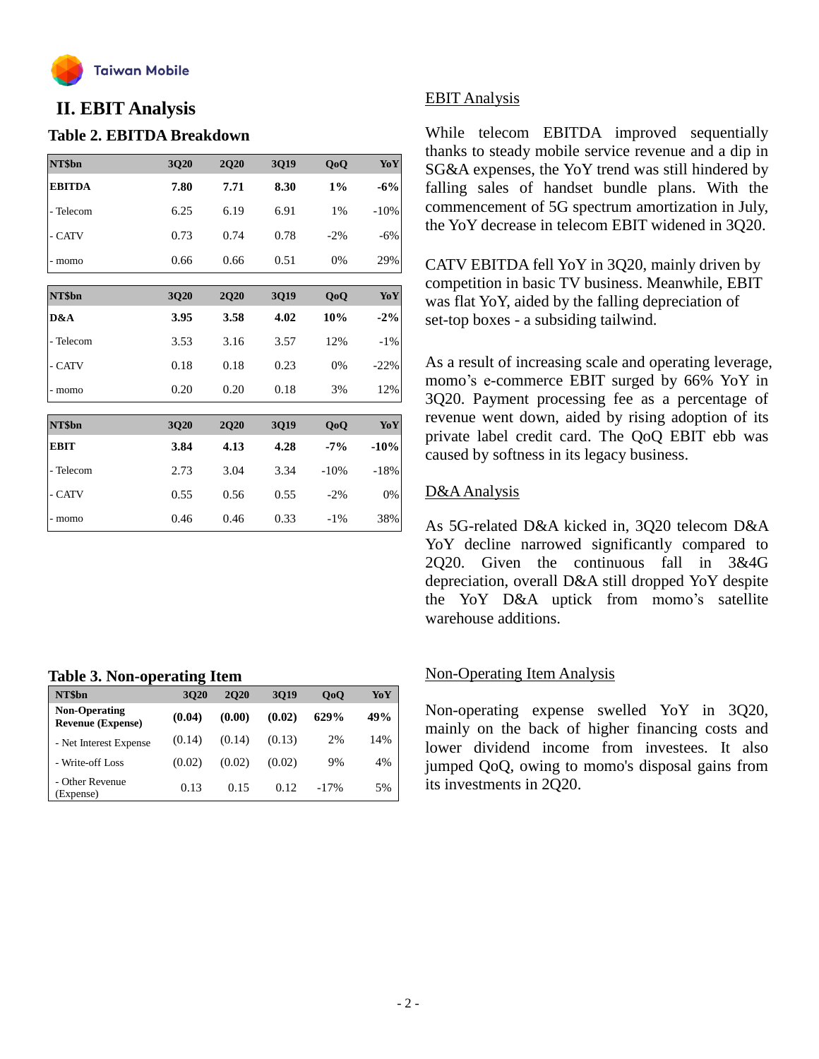## II. EBIT Analysis

### Table 2. EBITDA Breakdown

| NT$bn | 3Q20 | 2Q20 | 3Q19 | QoQ | YoY |
|---|---|---|---|---|---|
| **EBITDA** | **7.80** | **7.71** | **8.30** | **1%** | **-6%** |
| - Telecom | 6.25 | 6.19 | 6.91 | 1% | -10% |
| - CATV | 0.73 | 0.74 | 0.78 | -2% | -6% |
| - momo | 0.66 | 0.66 | 0.51 | 0% | 29% |

| NT$bn | 3Q20 | 2Q20 | 3Q19 | QoQ | YoY |
|---|---|---|---|---|---|
| **D&A** | **3.95** | **3.58** | **4.02** | **10%** | **-2%** |
| - Telecom | 3.53 | 3.16 | 3.57 | 12% | -1% |
| - CATV | 0.18 | 0.18 | 0.23 | 0% | -22% |
| - momo | 0.20 | 0.20 | 0.18 | 3% | 12% |

| NT$bn | 3Q20 | 2Q20 | 3Q19 | QoQ | YoY |
|---|---|---|---|---|---|
| **EBIT** | **3.84** | **4.13** | **4.28** | **-7%** | **-10%** |
| - Telecom | 2.73 | 3.04 | 3.34 | -10% | -18% |
| - CATV | 0.55 | 0.56 | 0.55 | -2% | 0% |
| - momo | 0.46 | 0.46 | 0.33 | -1% | 38% |

EBIT Analysis

While telecom EBITDA improved sequentially thanks to steady mobile service revenue and a dip in SG&A expenses, the YoY trend was still hindered by falling sales of handset bundle plans. With the commencement of 5G spectrum amortization in July, the YoY decrease in telecom EBIT widened in 3Q20.

CATV EBITDA fell YoY in 3Q20, mainly driven by competition in basic TV business. Meanwhile, EBIT was flat YoY, aided by the falling depreciation of set-top boxes - a subsiding tailwind.

As a result of increasing scale and operating leverage, momo's e-commerce EBIT surged by 66% YoY in 3Q20. Payment processing fee as a percentage of revenue went down, aided by rising adoption of its private label credit card. The QoQ EBIT ebb was caused by softness in its legacy business.

D&A Analysis

As 5G-related D&A kicked in, 3Q20 telecom D&A YoY decline narrowed significantly compared to 2Q20. Given the continuous fall in 3&4G depreciation, overall D&A still dropped YoY despite the YoY D&A uptick from momo's satellite warehouse additions.

### Table 3. Non-operating Item

| NT$bn | 3Q20 | 2Q20 | 3Q19 | QoQ | YoY |
|---|---|---|---|---|---|
| **Non-Operating Revenue (Expense)** | **(0.04)** | **(0.00)** | **(0.02)** | **629%** | **49%** |
| - Net Interest Expense | (0.14) | (0.14) | (0.13) | 2% | 14% |
| - Write-off Loss | (0.02) | (0.02) | (0.02) | 9% | 4% |
| - Other Revenue (Expense) | 0.13 | 0.15 | 0.12 | -17% | 5% |

Non-Operating Item Analysis

Non-operating expense swelled YoY in 3Q20, mainly on the back of higher financing costs and lower dividend income from investees. It also jumped QoQ, owing to momo's disposal gains from its investments in 2Q20.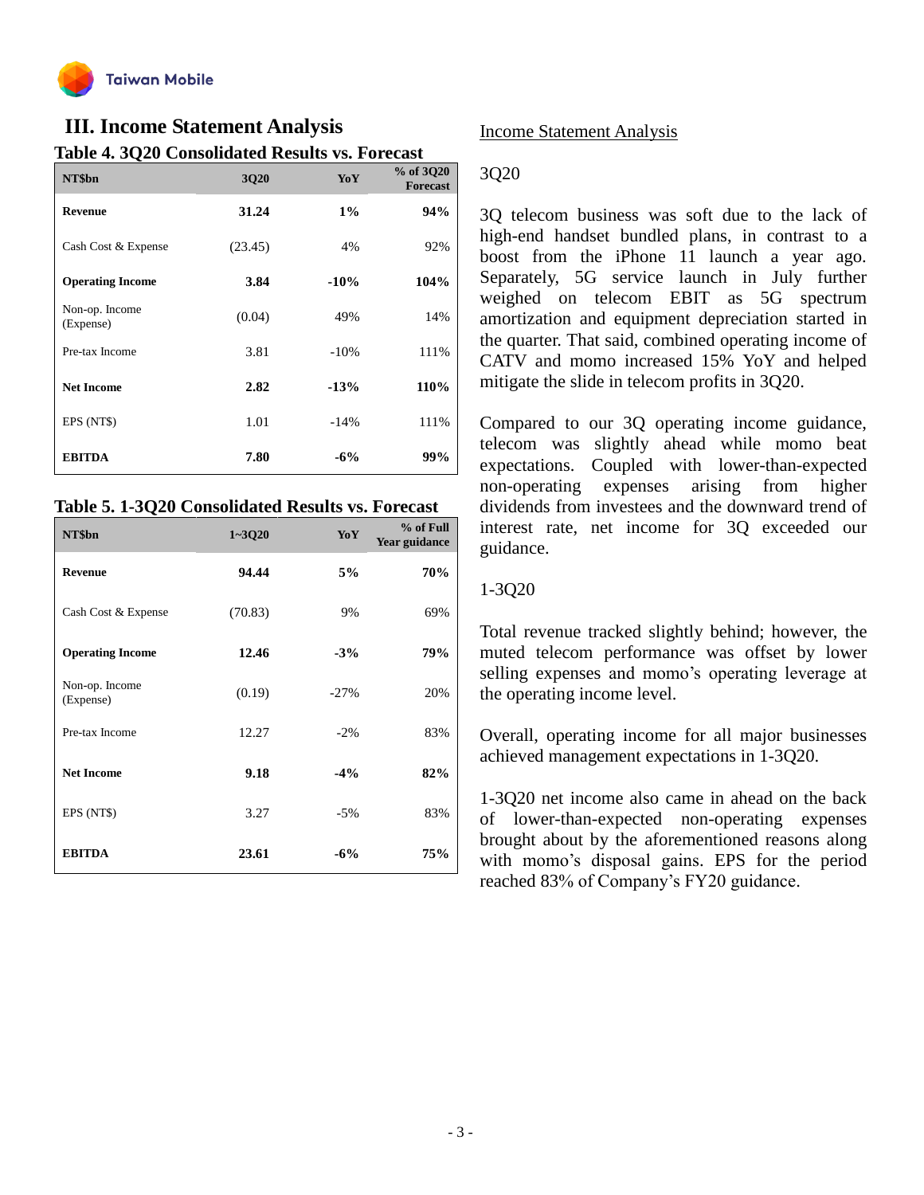## III. Income Statement Analysis

### Table 4. 3Q20 Consolidated Results vs. Forecast

| NT$bn | 3Q20 | YoY | % of 3Q20 Forecast |
|---|---|---|---|
| **Revenue** | **31.24** | **1%** | **94%** |
| Cash Cost & Expense | (23.45) | 4% | 92% |
| **Operating Income** | **3.84** | **-10%** | **104%** |
| Non-op. Income (Expense) | (0.04) | 49% | 14% |
| Pre-tax Income | 3.81 | -10% | 111% |
| **Net Income** | **2.82** | **-13%** | **110%** |
| EPS (NT$) | 1.01 | -14% | 111% |
| **EBITDA** | **7.80** | **-6%** | **99%** |

### Table 5. 1-3Q20 Consolidated Results vs. Forecast

| NT$bn | 1~3Q20 | YoY | % of Full Year guidance |
|---|---|---|---|
| **Revenue** | **94.44** | **5%** | **70%** |
| Cash Cost & Expense | (70.83) | 9% | 69% |
| **Operating Income** | **12.46** | **-3%** | **79%** |
| Non-op. Income (Expense) | (0.19) | -27% | 20% |
| Pre-tax Income | 12.27 | -2% | 83% |
| **Net Income** | **9.18** | **-4%** | **82%** |
| EPS (NT$) | 3.27 | -5% | 83% |
| **EBITDA** | **23.61** | **-6%** | **75%** |

Income Statement Analysis

3Q20

3Q telecom business was soft due to the lack of high-end handset bundled plans, in contrast to a boost from the iPhone 11 launch a year ago. Separately, 5G service launch in July further weighed on telecom EBIT as 5G spectrum amortization and equipment depreciation started in the quarter. That said, combined operating income of CATV and momo increased 15% YoY and helped mitigate the slide in telecom profits in 3Q20.

Compared to our 3Q operating income guidance, telecom was slightly ahead while momo beat expectations. Coupled with lower-than-expected non-operating expenses arising from higher dividends from investees and the downward trend of interest rate, net income for 3Q exceeded our guidance.

1-3Q20

Total revenue tracked slightly behind; however, the muted telecom performance was offset by lower selling expenses and momo's operating leverage at the operating income level.

Overall, operating income for all major businesses achieved management expectations in 1-3Q20.

1-3Q20 net income also came in ahead on the back of lower-than-expected non-operating expenses brought about by the aforementioned reasons along with momo's disposal gains. EPS for the period reached 83% of Company's FY20 guidance.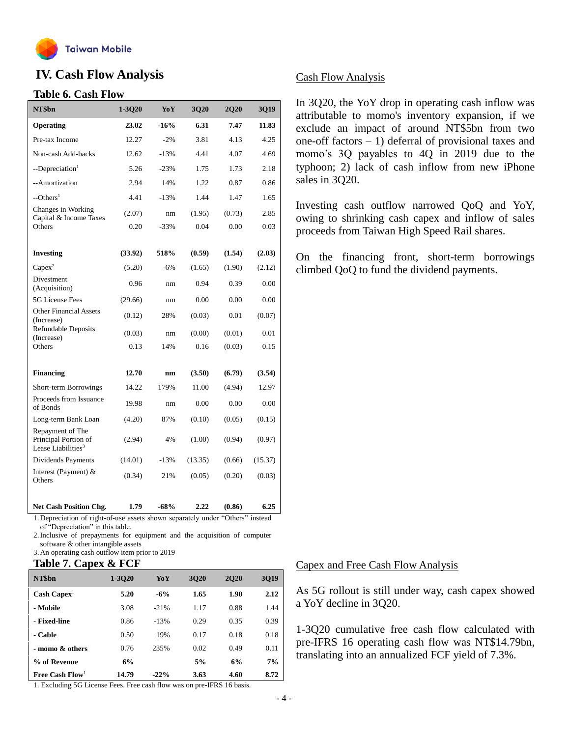## IV. Cash Flow Analysis

### Table 6. Cash Flow

| NT$bn | 1-3Q20 | YoY | 3Q20 | 2Q20 | 3Q19 |
|---|---|---|---|---|---|
| **Operating** | **23.02** | **-16%** | **6.31** | **7.47** | **11.83** |
| Pre-tax Income | 12.27 | -2% | 3.81 | 4.13 | 4.25 |
| Non-cash Add-backs | 12.62 | -13% | 4.41 | 4.07 | 4.69 |
| --Depreciation[1] | 5.26 | -23% | 1.75 | 1.73 | 2.18 |
| --Amortization | 2.94 | 14% | 1.22 | 0.87 | 0.86 |
| --Others[1] | 4.41 | -13% | 1.44 | 1.47 | 1.65 |
| Changes in Working Capital & Income Taxes | (2.07) | nm | (1.95) | (0.73) | 2.85 |
| Others | 0.20 | -33% | 0.04 | 0.00 | 0.03 |
| | | | | | |
| **Investing** | **(33.92)** | **518%** | **(0.59)** | **(1.54)** | **(2.03)** |
| Capex[2] | (5.20) | -6% | (1.65) | (1.90) | (2.12) |
| Divestment (Acquisition) | 0.96 | nm | 0.94 | 0.39 | 0.00 |
| 5G License Fees | (29.66) | nm | 0.00 | 0.00 | 0.00 |
| Other Financial Assets (Increase) | (0.12) | 28% | (0.03) | 0.01 | (0.07) |
| Refundable Deposits (Increase) | (0.03) | nm | (0.00) | (0.01) | 0.01 |
| Others | 0.13 | 14% | 0.16 | (0.03) | 0.15 |
| | | | | | |
| **Financing** | **12.70** | **nm** | **(3.50)** | **(6.79)** | **(3.54)** |
| Short-term Borrowings | 14.22 | 179% | 11.00 | (4.94) | 12.97 |
| Proceeds from Issuance of Bonds | 19.98 | nm | 0.00 | 0.00 | 0.00 |
| Long-term Bank Loan | (4.20) | 87% | (0.10) | (0.05) | (0.15) |
| Repayment of The Principal Portion of Lease Liabilities[3] | (2.94) | 4% | (1.00) | (0.94) | (0.97) |
| Dividends Payments | (14.01) | -13% | (13.35) | (0.66) | (15.37) |
| Interest (Payment) & Others | (0.34) | 21% | (0.05) | (0.20) | (0.03) |
| | | | | | |
| **Net Cash Position Chg.** | **1.79** | **-68%** | **2.22** | **(0.86)** | **6.25** |

1. Depreciation of right-of-use assets shown separately under "Others" instead of "Depreciation" in this table.
2. Inclusive of prepayments for equipment and the acquisition of computer software & other intangible assets
3. An operating cash outflow item prior to 2019

### Cash Flow Analysis

In 3Q20, the YoY drop in operating cash inflow was attributable to momo's inventory expansion, if we exclude an impact of around NT$5bn from two one-off factors – 1) deferral of provisional taxes and momo's 3Q payables to 4Q in 2019 due to the typhoon; 2) lack of cash inflow from new iPhone sales in 3Q20.

Investing cash outflow narrowed QoQ and YoY, owing to shrinking cash capex and inflow of sales proceeds from Taiwan High Speed Rail shares.

On the financing front, short-term borrowings climbed QoQ to fund the dividend payments.

### Table 7. Capex & FCF

| NT$bn | 1-3Q20 | YoY | 3Q20 | 2Q20 | 3Q19 |
|---|---|---|---|---|---|
| **Cash Capex**[1] | **5.20** | **-6%** | **1.65** | **1.90** | **2.12** |
| **- Mobile** | 3.08 | -21% | 1.17 | 0.88 | 1.44 |
| **- Fixed-line** | 0.86 | -13% | 0.29 | 0.35 | 0.39 |
| **- Cable** | 0.50 | 19% | 0.17 | 0.18 | 0.18 |
| **- momo & others** | 0.76 | 235% | 0.02 | 0.49 | 0.11 |
| **% of Revenue** | **6%** | | **5%** | **6%** | **7%** |
| **Free Cash Flow**[1] | **14.79** | **-22%** | **3.63** | **4.60** | **8.72** |

1. Excluding 5G License Fees. Free cash flow was on pre-IFRS 16 basis.

### Capex and Free Cash Flow Analysis

As 5G rollout is still under way, cash capex showed a YoY decline in 3Q20.

1-3Q20 cumulative free cash flow calculated with pre-IFRS 16 operating cash flow was NT$14.79bn, translating into an annualized FCF yield of 7.3%.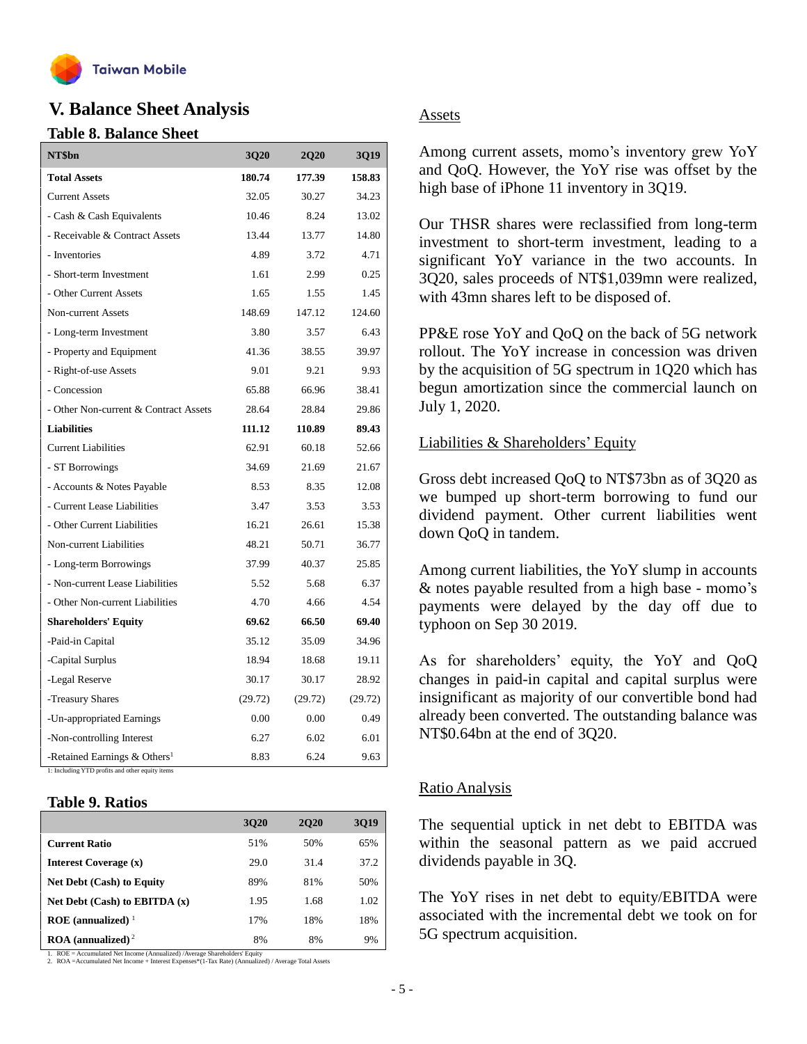# V. Balance Sheet Analysis

## Table 8. Balance Sheet

| NT$bn | 3Q20 | 2Q20 | 3Q19 |
|---|---|---|---|
| **Total Assets** | **180.74** | **177.39** | **158.83** |
| Current Assets | 32.05 | 30.27 | 34.23 |
| - Cash & Cash Equivalents | 10.46 | 8.24 | 13.02 |
| - Receivable & Contract Assets | 13.44 | 13.77 | 14.80 |
| - Inventories | 4.89 | 3.72 | 4.71 |
| - Short-term Investment | 1.61 | 2.99 | 0.25 |
| - Other Current Assets | 1.65 | 1.55 | 1.45 |
| Non-current Assets | 148.69 | 147.12 | 124.60 |
| - Long-term Investment | 3.80 | 3.57 | 6.43 |
| - Property and Equipment | 41.36 | 38.55 | 39.97 |
| - Right-of-use Assets | 9.01 | 9.21 | 9.93 |
| - Concession | 65.88 | 66.96 | 38.41 |
| - Other Non-current & Contract Assets | 28.64 | 28.84 | 29.86 |
| **Liabilities** | **111.12** | **110.89** | **89.43** |
| Current Liabilities | 62.91 | 60.18 | 52.66 |
| - ST Borrowings | 34.69 | 21.69 | 21.67 |
| - Accounts & Notes Payable | 8.53 | 8.35 | 12.08 |
| - Current Lease Liabilities | 3.47 | 3.53 | 3.53 |
| - Other Current Liabilities | 16.21 | 26.61 | 15.38 |
| Non-current Liabilities | 48.21 | 50.71 | 36.77 |
| - Long-term Borrowings | 37.99 | 40.37 | 25.85 |
| - Non-current Lease Liabilities | 5.52 | 5.68 | 6.37 |
| - Other Non-current Liabilities | 4.70 | 4.66 | 4.54 |
| **Shareholders' Equity** | **69.62** | **66.50** | **69.40** |
| -Paid-in Capital | 35.12 | 35.09 | 34.96 |
| -Capital Surplus | 18.94 | 18.68 | 19.11 |
| -Legal Reserve | 30.17 | 30.17 | 28.92 |
| -Treasury Shares | (29.72) | (29.72) | (29.72) |
| -Un-appropriated Earnings | 0.00 | 0.00 | 0.49 |
| -Non-controlling Interest | 6.27 | 6.02 | 6.01 |
| -Retained Earnings & Others[1] | 8.83 | 6.24 | 9.63 |

1: Including YTD profits and other equity items

## Table 9. Ratios

| | 3Q20 | 2Q20 | 3Q19 |
|---|---|---|---|
| **Current Ratio** | 51% | 50% | 65% |
| **Interest Coverage (x)** | 29.0 | 31.4 | 37.2 |
| **Net Debt (Cash) to Equity** | 89% | 81% | 50% |
| **Net Debt (Cash) to EBITDA (x)** | 1.95 | 1.68 | 1.02 |
| **ROE (annualized)** [1] | 17% | 18% | 18% |
| **ROA (annualized)** [2] | 8% | 8% | 9% |

1. ROE = Accumulated Net Income (Annualized) /Average Shareholders' Equity
2. ROA =Accumulated Net Income + Interest Expenses*(1-Tax Rate) (Annualized) / Average Total Assets

### Assets

Among current assets, momo's inventory grew YoY and QoQ. However, the YoY rise was offset by the high base of iPhone 11 inventory in 3Q19.

Our THSR shares were reclassified from long-term investment to short-term investment, leading to a significant YoY variance in the two accounts. In 3Q20, sales proceeds of NT$1,039mn were realized, with 43mn shares left to be disposed of.

PP&E rose YoY and QoQ on the back of 5G network rollout. The YoY increase in concession was driven by the acquisition of 5G spectrum in 1Q20 which has begun amortization since the commercial launch on July 1, 2020.

### Liabilities & Shareholders' Equity

Gross debt increased QoQ to NT$73bn as of 3Q20 as we bumped up short-term borrowing to fund our dividend payment. Other current liabilities went down QoQ in tandem.

Among current liabilities, the YoY slump in accounts & notes payable resulted from a high base - momo's payments were delayed by the day off due to typhoon on Sep 30 2019.

As for shareholders' equity, the YoY and QoQ changes in paid-in capital and capital surplus were insignificant as majority of our convertible bond had already been converted. The outstanding balance was NT$0.64bn at the end of 3Q20.

### Ratio Analysis

The sequential uptick in net debt to EBITDA was within the seasonal pattern as we paid accrued dividends payable in 3Q.

The YoY rises in net debt to equity/EBITDA were associated with the incremental debt we took on for 5G spectrum acquisition.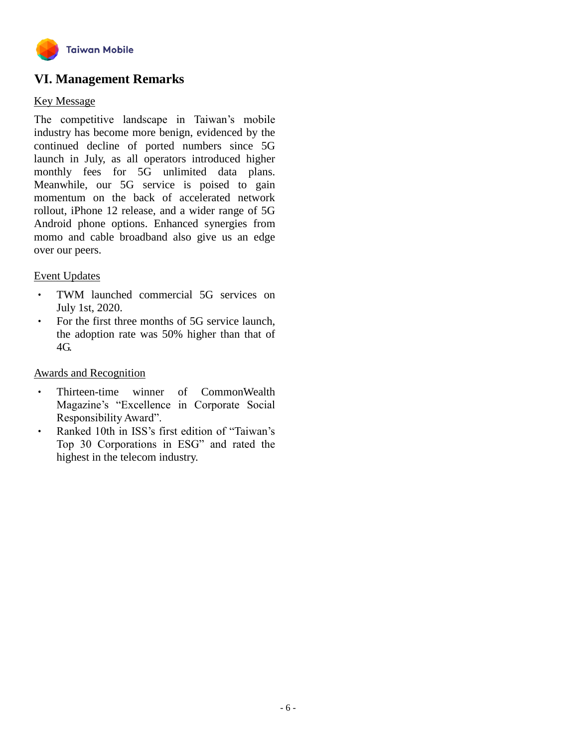## VI. Management Remarks

### Key Message

The competitive landscape in Taiwan's mobile industry has become more benign, evidenced by the continued decline of ported numbers since 5G launch in July, as all operators introduced higher monthly fees for 5G unlimited data plans. Meanwhile, our 5G service is poised to gain momentum on the back of accelerated network rollout, iPhone 12 release, and a wider range of 5G Android phone options. Enhanced synergies from momo and cable broadband also give us an edge over our peers.

### Event Updates

- TWM launched commercial 5G services on July 1st, 2020.
- For the first three months of 5G service launch, the adoption rate was 50% higher than that of 4G.

### Awards and Recognition

- Thirteen-time winner of CommonWealth Magazine's "Excellence in Corporate Social Responsibility Award".
- Ranked 10th in ISS's first edition of "Taiwan's Top 30 Corporations in ESG" and rated the highest in the telecom industry.